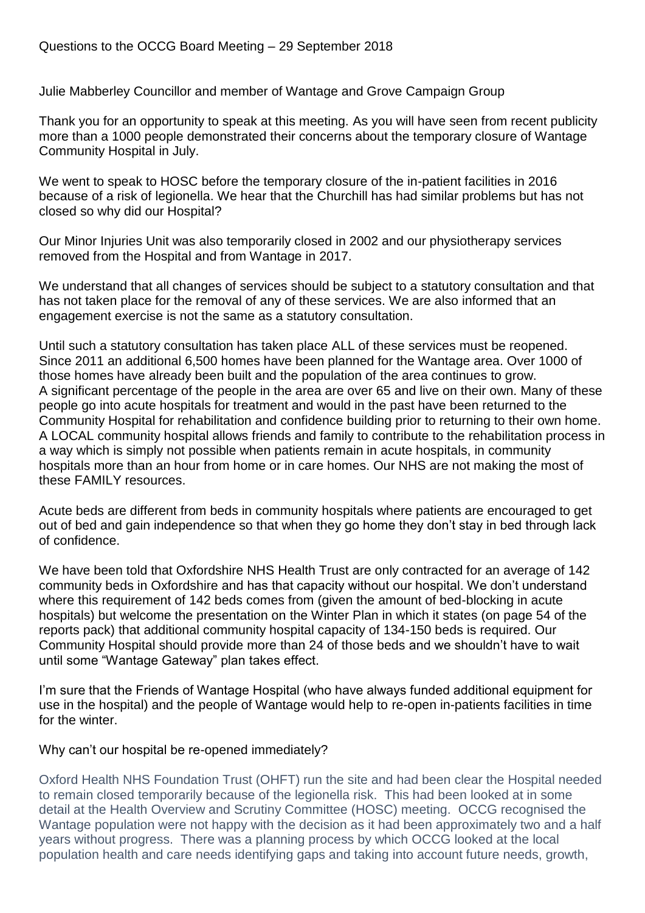Questions to the OCCG Board Meeting – 29 September 2018

Julie Mabberley Councillor and member of Wantage and Grove Campaign Group

Thank you for an opportunity to speak at this meeting. As you will have seen from recent publicity more than a 1000 people demonstrated their concerns about the temporary closure of Wantage Community Hospital in July.

We went to speak to HOSC before the temporary closure of the in-patient facilities in 2016 because of a risk of legionella. We hear that the Churchill has had similar problems but has not closed so why did our Hospital?

Our Minor Injuries Unit was also temporarily closed in 2002 and our physiotherapy services removed from the Hospital and from Wantage in 2017.

We understand that all changes of services should be subject to a statutory consultation and that has not taken place for the removal of any of these services. We are also informed that an engagement exercise is not the same as a statutory consultation.

Until such a statutory consultation has taken place ALL of these services must be reopened. Since 2011 an additional 6,500 homes have been planned for the Wantage area. Over 1000 of those homes have already been built and the population of the area continues to grow. A significant percentage of the people in the area are over 65 and live on their own. Many of these people go into acute hospitals for treatment and would in the past have been returned to the Community Hospital for rehabilitation and confidence building prior to returning to their own home. A LOCAL community hospital allows friends and family to contribute to the rehabilitation process in a way which is simply not possible when patients remain in acute hospitals, in community hospitals more than an hour from home or in care homes. Our NHS are not making the most of these FAMILY resources.

Acute beds are different from beds in community hospitals where patients are encouraged to get out of bed and gain independence so that when they go home they don't stay in bed through lack of confidence.

We have been told that Oxfordshire NHS Health Trust are only contracted for an average of 142 community beds in Oxfordshire and has that capacity without our hospital. We don't understand where this requirement of 142 beds comes from (given the amount of bed-blocking in acute hospitals) but welcome the presentation on the Winter Plan in which it states (on page 54 of the reports pack) that additional community hospital capacity of 134-150 beds is required. Our Community Hospital should provide more than 24 of those beds and we shouldn't have to wait until some "Wantage Gateway" plan takes effect.

I'm sure that the Friends of Wantage Hospital (who have always funded additional equipment for use in the hospital) and the people of Wantage would help to re-open in-patients facilities in time for the winter.

Why can't our hospital be re-opened immediately?

Oxford Health NHS Foundation Trust (OHFT) run the site and had been clear the Hospital needed to remain closed temporarily because of the legionella risk. This had been looked at in some detail at the Health Overview and Scrutiny Committee (HOSC) meeting. OCCG recognised the Wantage population were not happy with the decision as it had been approximately two and a half years without progress. There was a planning process by which OCCG looked at the local population health and care needs identifying gaps and taking into account future needs, growth,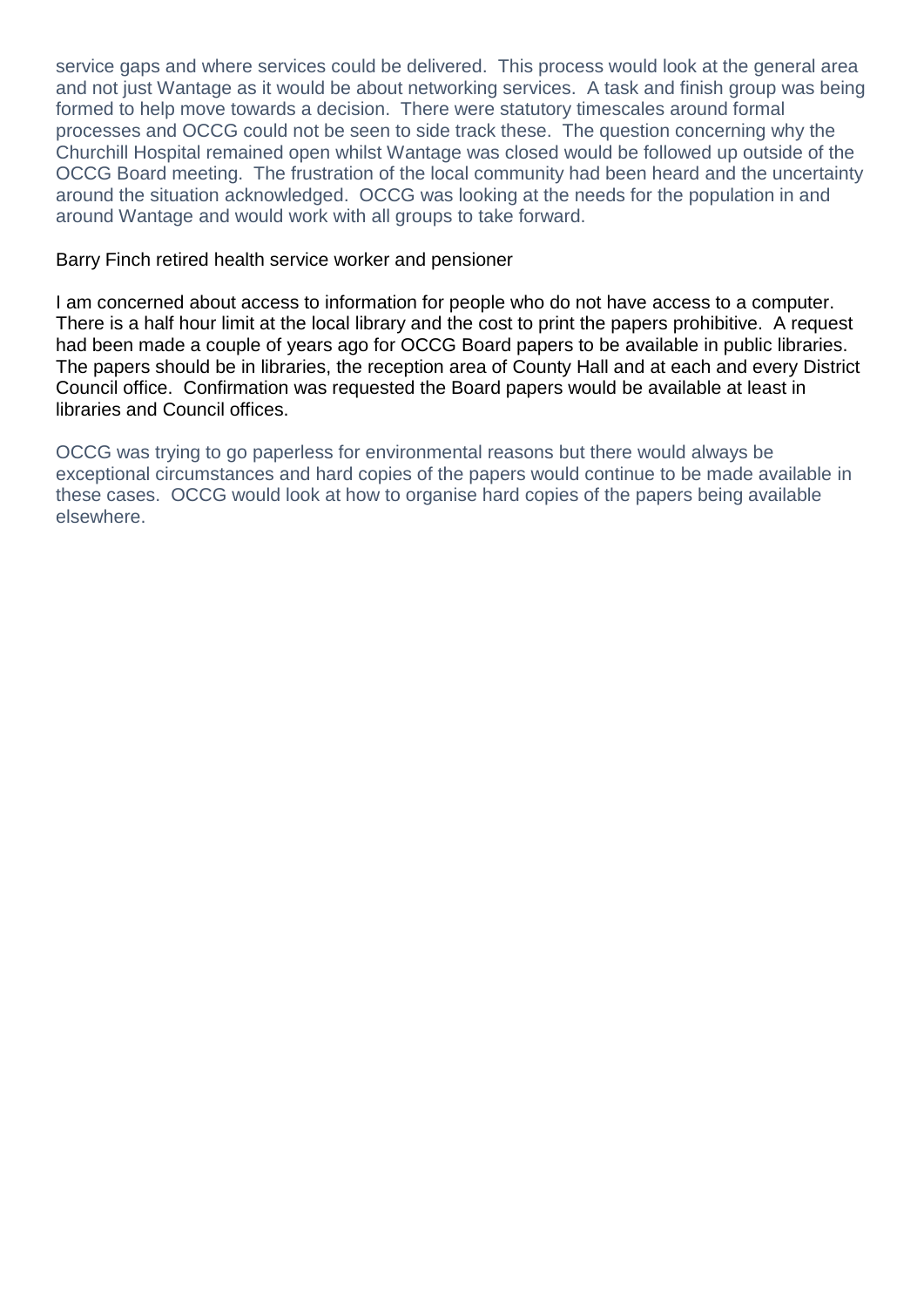service gaps and where services could be delivered. This process would look at the general area and not just Wantage as it would be about networking services. A task and finish group was being formed to help move towards a decision. There were statutory timescales around formal processes and OCCG could not be seen to side track these. The question concerning why the Churchill Hospital remained open whilst Wantage was closed would be followed up outside of the OCCG Board meeting. The frustration of the local community had been heard and the uncertainty around the situation acknowledged. OCCG was looking at the needs for the population in and around Wantage and would work with all groups to take forward.

Barry Finch retired health service worker and pensioner

I am concerned about access to information for people who do not have access to a computer. There is a half hour limit at the local library and the cost to print the papers prohibitive. A request had been made a couple of years ago for OCCG Board papers to be available in public libraries. The papers should be in libraries, the reception area of County Hall and at each and every District Council office. Confirmation was requested the Board papers would be available at least in libraries and Council offices.

OCCG was trying to go paperless for environmental reasons but there would always be exceptional circumstances and hard copies of the papers would continue to be made available in these cases. OCCG would look at how to organise hard copies of the papers being available elsewhere.